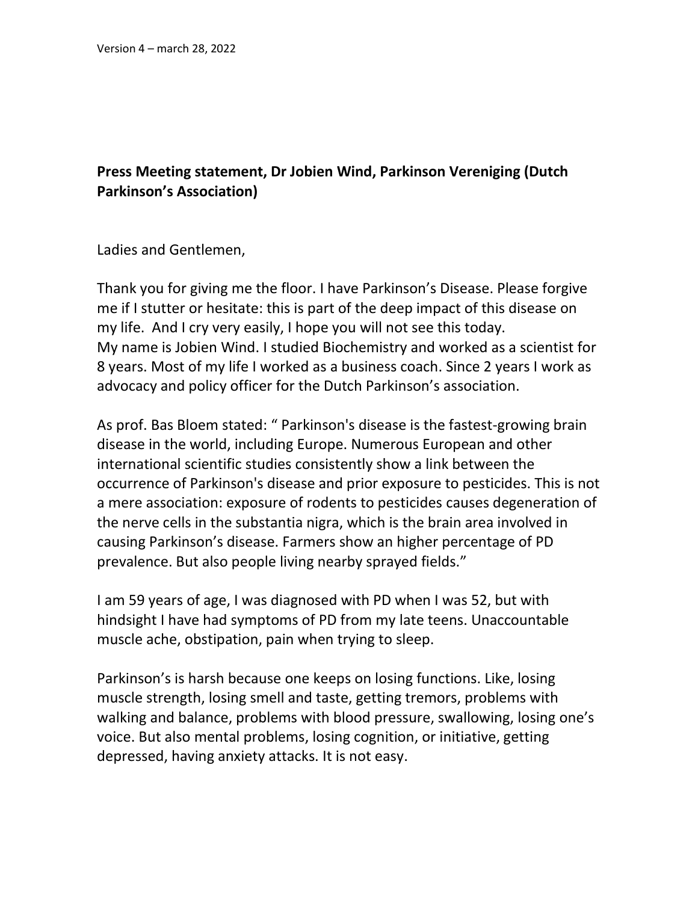Version 4 – march 28, 2022

**Press Meeting statement, Dr Jobien Wind, Parkinson Vereniging (Dutch Parkinson's Association)**

Ladies and Gentlemen,

Thank you for giving me the floor. I have Parkinson's Disease. Please forgive me if I stutter or hesitate: this is part of the deep impact of this disease on my life. And I cry very easily, I hope you will not see this today.
My name is Jobien Wind. I studied Biochemistry and worked as a scientist for 8 years. Most of my life I worked as a business coach. Since 2 years I work as advocacy and policy officer for the Dutch Parkinson's association.

As prof. Bas Bloem stated: " Parkinson's disease is the fastest-growing brain disease in the world, including Europe. Numerous European and other international scientific studies consistently show a link between the occurrence of Parkinson's disease and prior exposure to pesticides. This is not a mere association: exposure of rodents to pesticides causes degeneration of the nerve cells in the substantia nigra, which is the brain area involved in causing Parkinson's disease. Farmers show an higher percentage of PD prevalence. But also people living nearby sprayed fields."

I am 59 years of age, I was diagnosed with PD when I was 52, but with hindsight I have had symptoms of PD from my late teens. Unaccountable muscle ache, obstipation, pain when trying to sleep.

Parkinson's is harsh because one keeps on losing functions. Like, losing muscle strength, losing smell and taste, getting tremors, problems with walking and balance, problems with blood pressure, swallowing, losing one's voice. But also mental problems, losing cognition, or initiative, getting depressed, having anxiety attacks. It is not easy.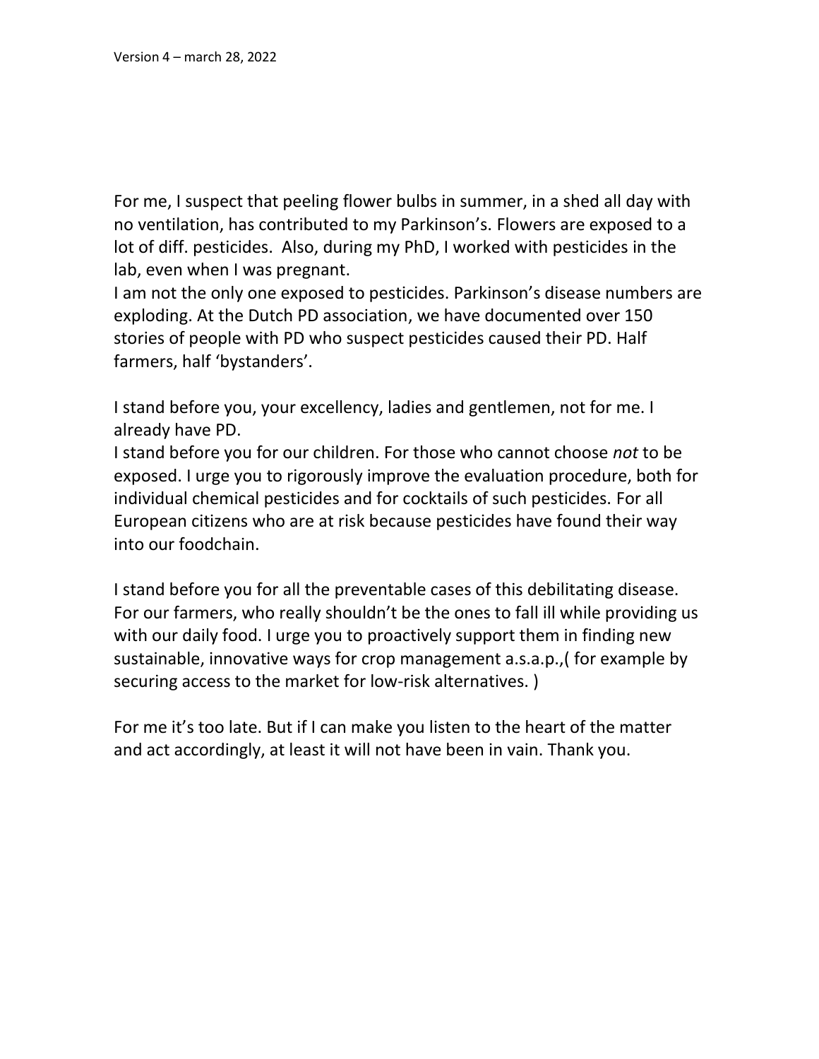Version 4 – march 28, 2022

For me, I suspect that peeling flower bulbs in summer, in a shed all day with no ventilation, has contributed to my Parkinson's. Flowers are exposed to a lot of diff. pesticides. Also, during my PhD, I worked with pesticides in the lab, even when I was pregnant.
I am not the only one exposed to pesticides. Parkinson's disease numbers are exploding. At the Dutch PD association, we have documented over 150 stories of people with PD who suspect pesticides caused their PD. Half farmers, half 'bystanders'.

I stand before you, your excellency, ladies and gentlemen, not for me. I already have PD.
I stand before you for our children. For those who cannot choose *not* to be exposed. I urge you to rigorously improve the evaluation procedure, both for individual chemical pesticides and for cocktails of such pesticides. For all European citizens who are at risk because pesticides have found their way into our foodchain.

I stand before you for all the preventable cases of this debilitating disease. For our farmers, who really shouldn't be the ones to fall ill while providing us with our daily food. I urge you to proactively support them in finding new sustainable, innovative ways for crop management a.s.a.p.,( for example by securing access to the market for low-risk alternatives. )

For me it's too late. But if I can make you listen to the heart of the matter and act accordingly, at least it will not have been in vain. Thank you.